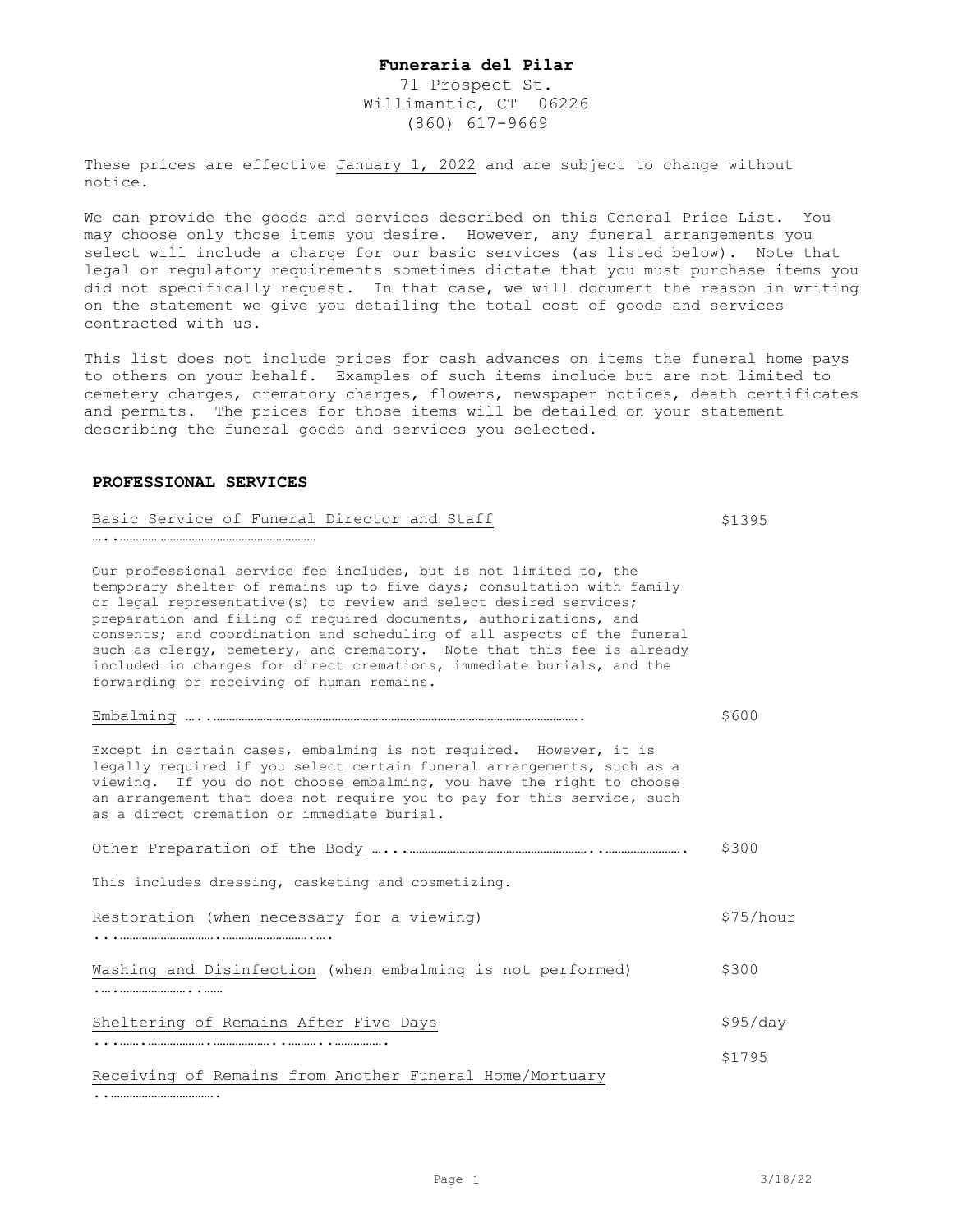**Funeraria del Pilar**
71 Prospect St.
Willimantic, CT 06226
(860) 617-9669

These prices are effective January 1, 2022 and are subject to change without notice.

We can provide the goods and services described on this General Price List. You may choose only those items you desire. However, any funeral arrangements you select will include a charge for our basic services (as listed below). Note that legal or regulatory requirements sometimes dictate that you must purchase items you did not specifically request. In that case, we will document the reason in writing on the statement we give you detailing the total cost of goods and services contracted with us.

This list does not include prices for cash advances on items the funeral home pays to others on your behalf. Examples of such items include but are not limited to cemetery charges, crematory charges, flowers, newspaper notices, death certificates and permits. The prices for those items will be detailed on your statement describing the funeral goods and services you selected.

## PROFESSIONAL SERVICES

Basic Service of Funeral Director and Staff ................ $1395

Our professional service fee includes, but is not limited to, the temporary shelter of remains up to five days; consultation with family or legal representative(s) to review and select desired services; preparation and filing of required documents, authorizations, and consents; and coordination and scheduling of all aspects of the funeral such as clergy, cemetery, and crematory. Note that this fee is already included in charges for direct cremations, immediate burials, and the forwarding or receiving of human remains.

Embalming ................ $600

Except in certain cases, embalming is not required. However, it is legally required if you select certain funeral arrangements, such as a viewing. If you do not choose embalming, you have the right to choose an arrangement that does not require you to pay for this service, such as a direct cremation or immediate burial.

Other Preparation of the Body ................ $300

This includes dressing, casketing and cosmetizing.

Restoration (when necessary for a viewing) ................ $75/hour

Washing and Disinfection (when embalming is not performed) ................ $300

Sheltering of Remains After Five Days ................ $95/day

Receiving of Remains from Another Funeral Home/Mortuary ................ $1795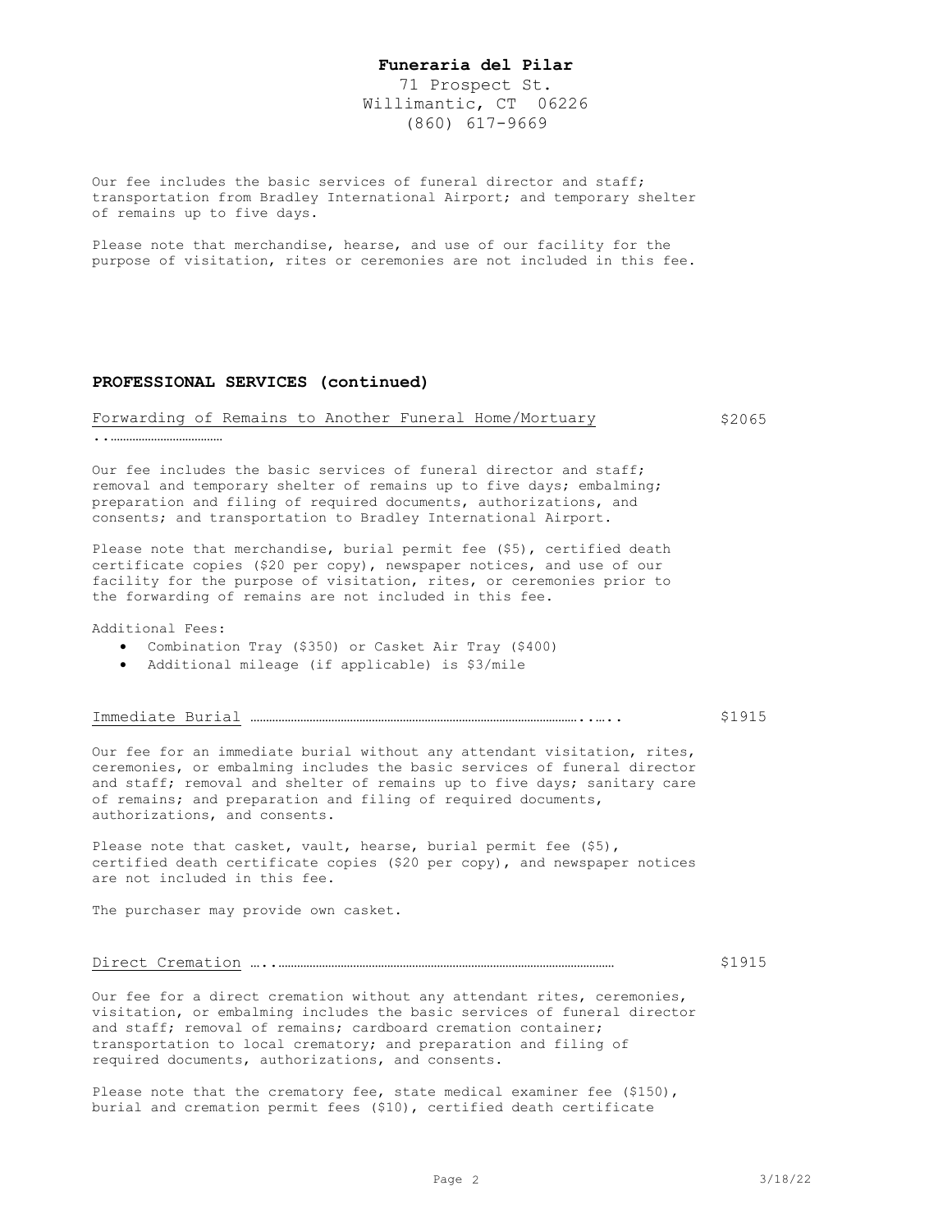**Funeraria del Pilar**
71 Prospect St.
Willimantic, CT 06226
(860) 617-9669

Our fee includes the basic services of funeral director and staff; transportation from Bradley International Airport; and temporary shelter of remains up to five days.

Please note that merchandise, hearse, and use of our facility for the purpose of visitation, rites or ceremonies are not included in this fee.

## PROFESSIONAL SERVICES (continued)

Forwarding of Remains to Another Funeral Home/Mortuary .................................... $2065

Our fee includes the basic services of funeral director and staff; removal and temporary shelter of remains up to five days; embalming; preparation and filing of required documents, authorizations, and consents; and transportation to Bradley International Airport.

Please note that merchandise, burial permit fee ($5), certified death certificate copies ($20 per copy), newspaper notices, and use of our facility for the purpose of visitation, rites, or ceremonies prior to the forwarding of remains are not included in this fee.

Additional Fees:

- Combination Tray ($350) or Casket Air Tray ($400)
- Additional mileage (if applicable) is $3/mile

Immediate Burial ........................................................................................ $1915

Our fee for an immediate burial without any attendant visitation, rites, ceremonies, or embalming includes the basic services of funeral director and staff; removal and shelter of remains up to five days; sanitary care of remains; and preparation and filing of required documents, authorizations, and consents.

Please note that casket, vault, hearse, burial permit fee ($5), certified death certificate copies ($20 per copy), and newspaper notices are not included in this fee.

The purchaser may provide own casket.

Direct Cremation ........................................................................................ $1915

Our fee for a direct cremation without any attendant rites, ceremonies, visitation, or embalming includes the basic services of funeral director and staff; removal of remains; cardboard cremation container; transportation to local crematory; and preparation and filing of required documents, authorizations, and consents.

Please note that the crematory fee, state medical examiner fee ($150), burial and cremation permit fees ($10), certified death certificate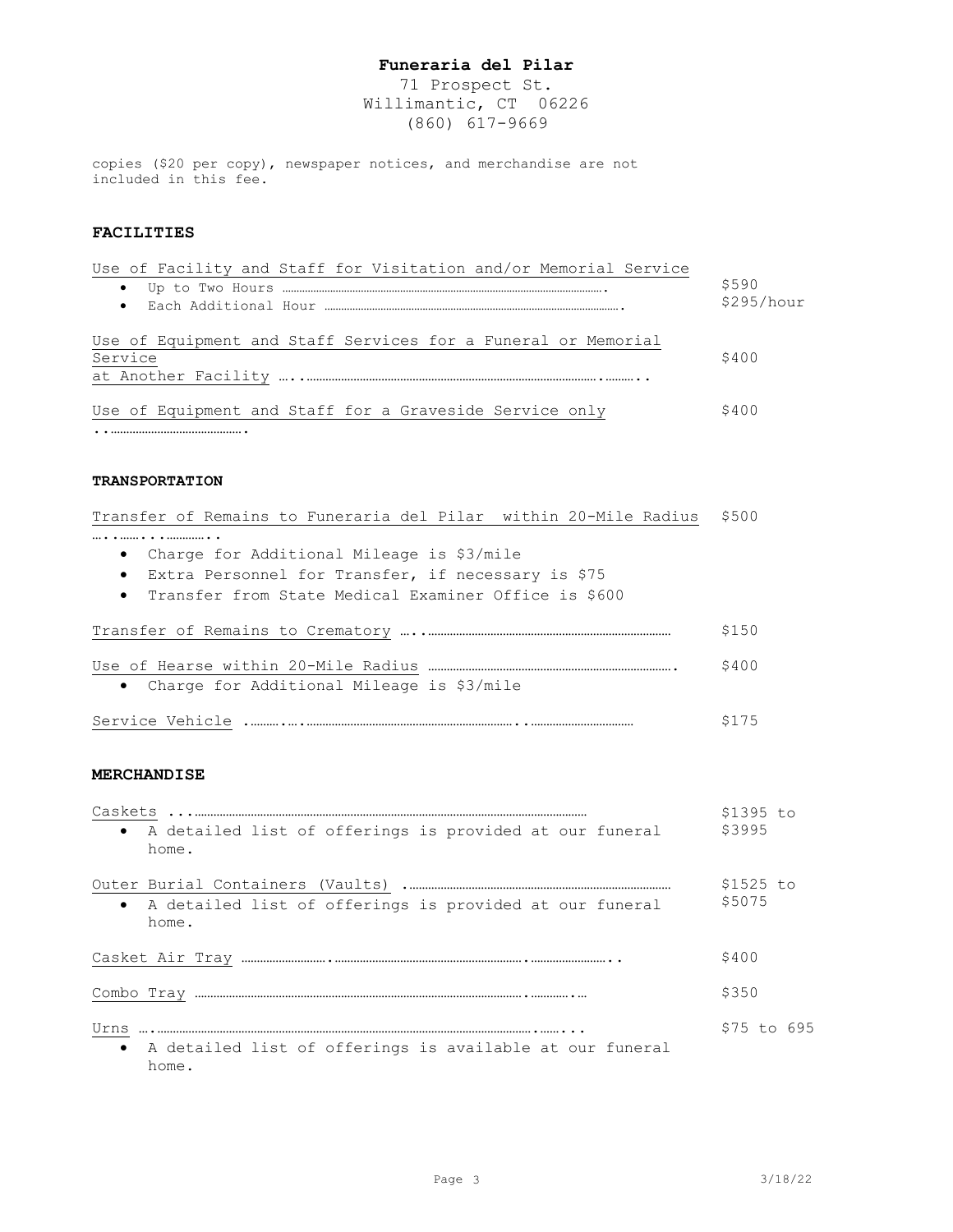**Funeraria del Pilar**
71 Prospect St.
Willimantic, CT 06226
(860) 617-9669

copies ($20 per copy), newspaper notices, and merchandise are not included in this fee.

## FACILITIES

| Item | Price |
|---|---|
| Use of Facility and Staff for Visitation and/or Memorial Service | |
| • Up to Two Hours | $590 |
| • Each Additional Hour | $295/hour |
| Use of Equipment and Staff Services for a Funeral or Memorial Service at Another Facility | $400 |
| Use of Equipment and Staff for a Graveside Service only | $400 |

## TRANSPORTATION

| Item | Price |
|---|---|
| Transfer of Remains to Funeraria del Pilar within 20-Mile Radius | $500 |
| • Charge for Additional Mileage is $3/mile | |
| • Extra Personnel for Transfer, if necessary is $75 | |
| • Transfer from State Medical Examiner Office is $600 | |
| Transfer of Remains to Crematory | $150 |
| Use of Hearse within 20-Mile Radius | $400 |
| • Charge for Additional Mileage is $3/mile | |
| Service Vehicle | $175 |

## MERCHANDISE

| Item | Price |
|---|---|
| Caskets | $1395 to $3995 |
| • A detailed list of offerings is provided at our funeral home. | |
| Outer Burial Containers (Vaults) | $1525 to $5075 |
| • A detailed list of offerings is provided at our funeral home. | |
| Casket Air Tray | $400 |
| Combo Tray | $350 |
| Urns | $75 to 695 |
| • A detailed list of offerings is available at our funeral home. | |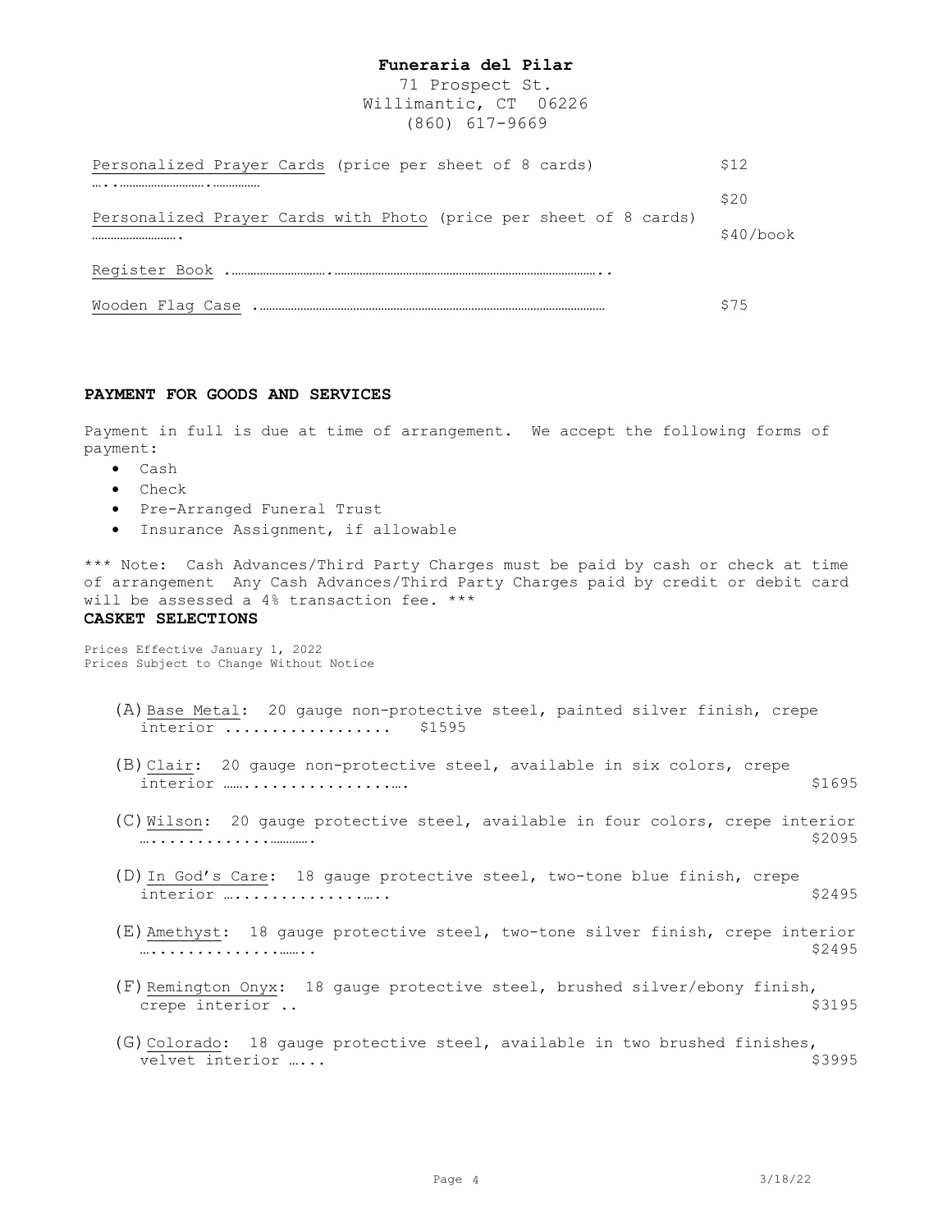**Funeraria del Pilar**
71 Prospect St.
Willimantic, CT 06226
(860) 617-9669

| Item | Price |
| --- | --- |
| Personalized Prayer Cards (price per sheet of 8 cards) | $12 |
| Personalized Prayer Cards with Photo (price per sheet of 8 cards) | $20 |
| Register Book | $40/book |
| Wooden Flag Case | $75 |

**PAYMENT FOR GOODS AND SERVICES**

Payment in full is due at time of arrangement. We accept the following forms of payment:

- Cash
- Check
- Pre-Arranged Funeral Trust
- Insurance Assignment, if allowable

*** Note: Cash Advances/Third Party Charges must be paid by cash or check at time of arrangement Any Cash Advances/Third Party Charges paid by credit or debit card will be assessed a 4% transaction fee. ***

**CASKET SELECTIONS**

Prices Effective January 1, 2022
Prices Subject to Change Without Notice

(A) Base Metal: 20 gauge non-protective steel, painted silver finish, crepe interior ................. $1595

(B) Clair: 20 gauge non-protective steel, available in six colors, crepe interior ................. $1695

(C) Wilson: 20 gauge protective steel, available in four colors, crepe interior ................. $2095

(D) In God's Care: 18 gauge protective steel, two-tone blue finish, crepe interior ................. $2495

(E) Amethyst: 18 gauge protective steel, two-tone silver finish, crepe interior ................. $2495

(F) Remington Onyx: 18 gauge protective steel, brushed silver/ebony finish, crepe interior .. $3195

(G) Colorado: 18 gauge protective steel, available in two brushed finishes, velvet interior ..... $3995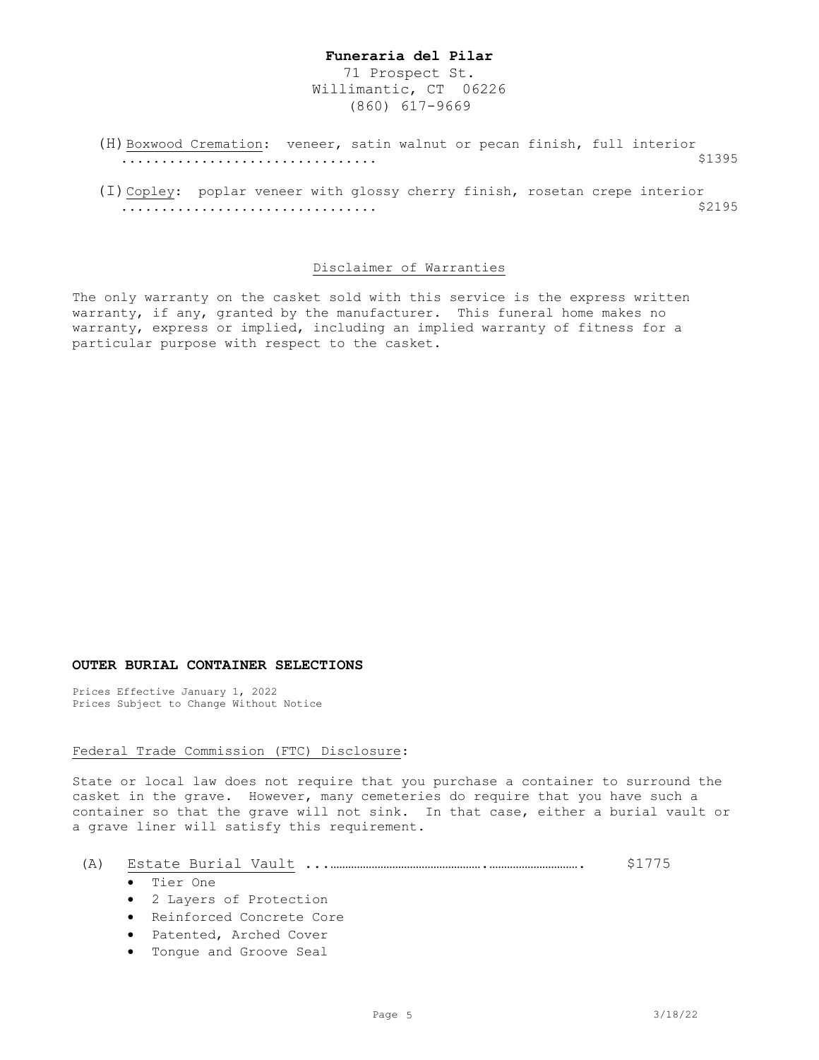(H) Boxwood Cremation: veneer, satin walnut or pecan finish, full interior ............................... $1395

(I) Copley: poplar veneer with glossy cherry finish, rosetan crepe interior ............................... $2195

Disclaimer of Warranties

The only warranty on the casket sold with this service is the express written warranty, if any, granted by the manufacturer. This funeral home makes no warranty, express or implied, including an implied warranty of fitness for a particular purpose with respect to the casket.

**OUTER BURIAL CONTAINER SELECTIONS**

Prices Effective January 1, 2022
Prices Subject to Change Without Notice

Federal Trade Commission (FTC) Disclosure:

State or local law does not require that you purchase a container to surround the casket in the grave. However, many cemeteries do require that you have such a container so that the grave will not sink. In that case, either a burial vault or a grave liner will satisfy this requirement.

(A) Estate Burial Vault ............................................ $1775

- Tier One
- 2 Layers of Protection
- Reinforced Concrete Core
- Patented, Arched Cover
- Tongue and Groove Seal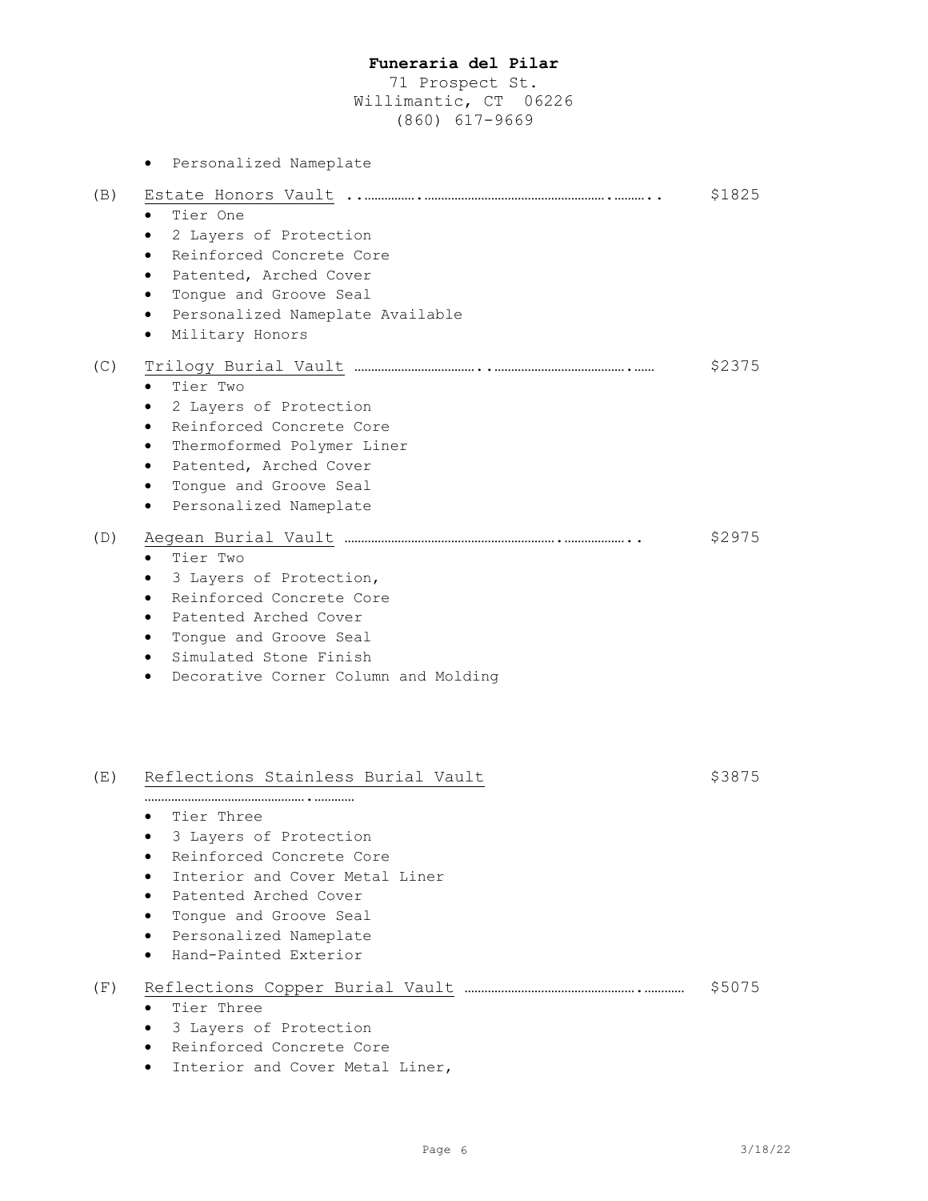**Funeraria del Pilar**
71 Prospect St.
Willimantic, CT 06226
(860) 617-9669

- Personalized Nameplate

(B) Estate Honors Vault .................................................................... $1825

- Tier One
- 2 Layers of Protection
- Reinforced Concrete Core
- Patented, Arched Cover
- Tongue and Groove Seal
- Personalized Nameplate Available
- Military Honors

(C) Trilogy Burial Vault ........................................................................ $2375

- Tier Two
- 2 Layers of Protection
- Reinforced Concrete Core
- Thermoformed Polymer Liner
- Patented, Arched Cover
- Tongue and Groove Seal
- Personalized Nameplate

(D) Aegean Burial Vault ........................................................................ $2975

- Tier Two
- 3 Layers of Protection,
- Reinforced Concrete Core
- Patented Arched Cover
- Tongue and Groove Seal
- Simulated Stone Finish
- Decorative Corner Column and Molding

(E) Reflections Stainless Burial Vault ........................................................ $3875

- Tier Three
- 3 Layers of Protection
- Reinforced Concrete Core
- Interior and Cover Metal Liner
- Patented Arched Cover
- Tongue and Groove Seal
- Personalized Nameplate
- Hand-Painted Exterior

(F) Reflections Copper Burial Vault ........................................................ $5075

- Tier Three
- 3 Layers of Protection
- Reinforced Concrete Core
- Interior and Cover Metal Liner,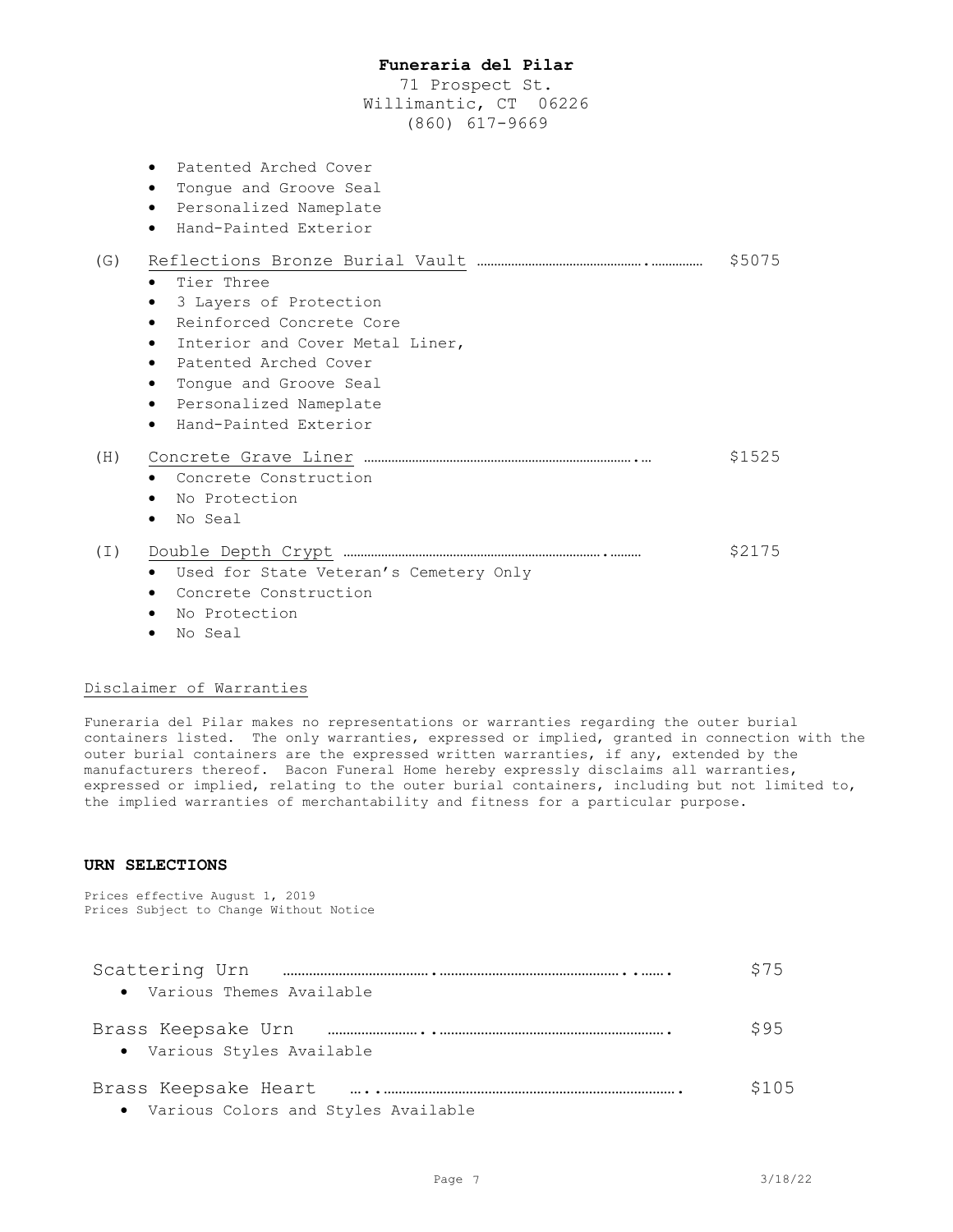- Patented Arched Cover
- Tongue and Groove Seal
- Personalized Nameplate
- Hand-Painted Exterior

(G) Reflections Bronze Burial Vault ……………………………………….…………… $5075

- Tier Three
- 3 Layers of Protection
- Reinforced Concrete Core
- Interior and Cover Metal Liner,
- Patented Arched Cover
- Tongue and Groove Seal
- Personalized Nameplate
- Hand-Painted Exterior

(H) Concrete Grave Liner …………………………………………………………….… $1525

- Concrete Construction
- No Protection
- No Seal

(I) Double Depth Crypt ……………………………………………………….……… $2175

- Used for State Veteran's Cemetery Only
- Concrete Construction
- No Protection
- No Seal

Disclaimer of Warranties

Funeraria del Pilar makes no representations or warranties regarding the outer burial containers listed. The only warranties, expressed or implied, granted in connection with the outer burial containers are the expressed written warranties, if any, extended by the manufacturers thereof. Bacon Funeral Home hereby expressly disclaims all warranties, expressed or implied, relating to the outer burial containers, including but not limited to, the implied warranties of merchantability and fitness for a particular purpose.

## URN SELECTIONS

Prices effective August 1, 2019
Prices Subject to Change Without Notice

Scattering Urn ……………………………..……………………………………..……. $75

- Various Themes Available

Brass Keepsake Urn ……………………..…………………………………………………. $95

- Various Styles Available

Brass Keepsake Heart …..……………………………………………………………………. $105

- Various Colors and Styles Available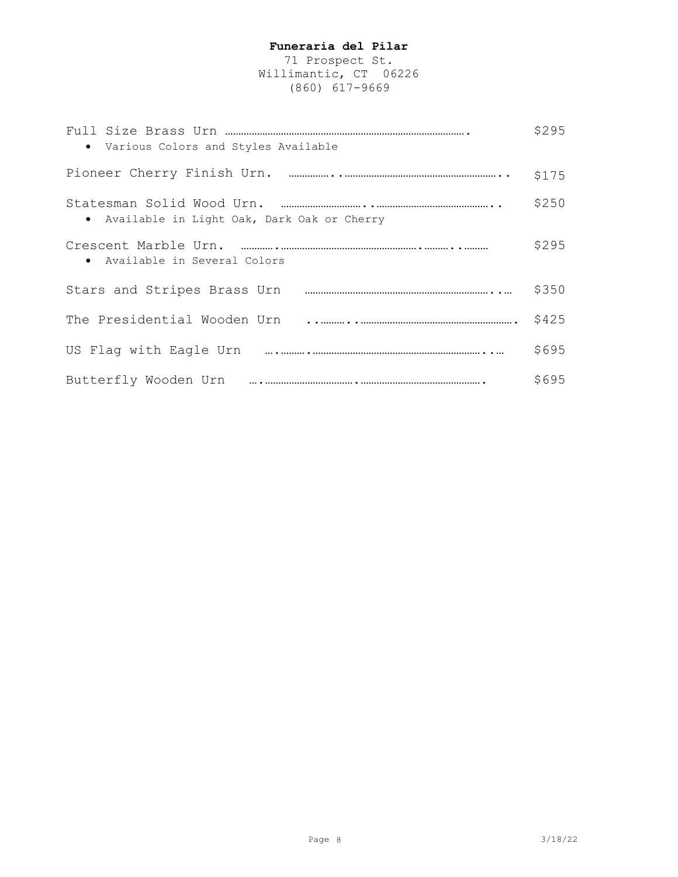**Funeraria del Pilar**
71 Prospect St.
Willimantic, CT 06226
(860) 617-9669

| | |
|---|---|
| Full Size Brass Urn | $295 |
| • Various Colors and Styles Available | |
| Pioneer Cherry Finish Urn. | $175 |
| Statesman Solid Wood Urn. | $250 |
| • Available in Light Oak, Dark Oak or Cherry | |
| Crescent Marble Urn. | $295 |
| • Available in Several Colors | |
| Stars and Stripes Brass Urn | $350 |
| The Presidential Wooden Urn | $425 |
| US Flag with Eagle Urn | $695 |
| Butterfly Wooden Urn | $695 |

3/18/22